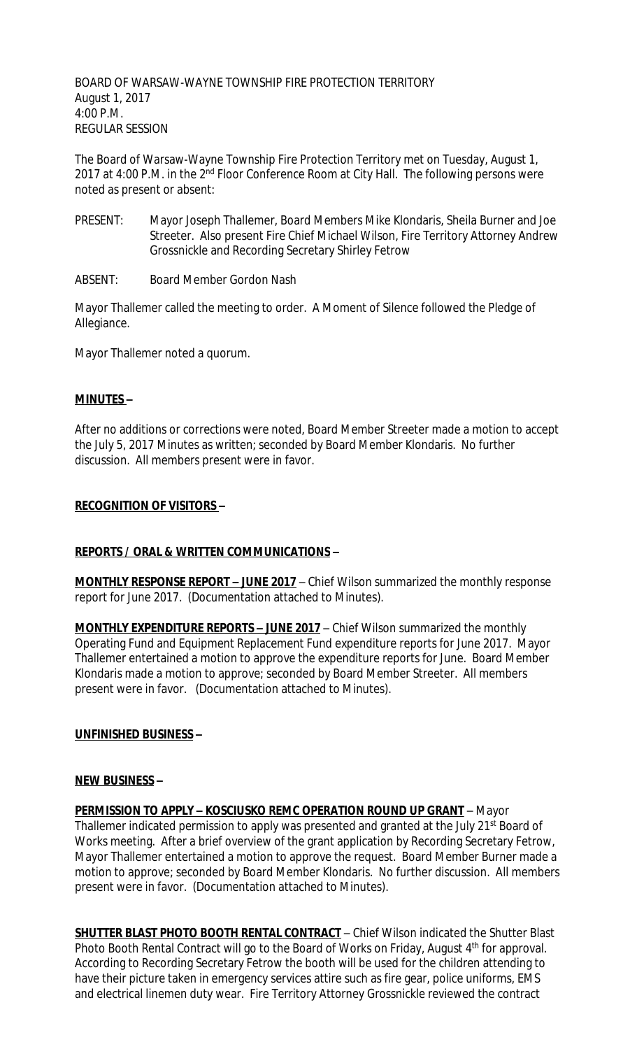BOARD OF WARSAW-WAYNE TOWNSHIP FIRE PROTECTION TERRITORY
August 1, 2017
4:00 P.M.
REGULAR SESSION

The Board of Warsaw-Wayne Township Fire Protection Territory met on Tuesday, August 1, 2017 at 4:00 P.M. in the 2nd Floor Conference Room at City Hall. The following persons were noted as present or absent:

PRESENT: Mayor Joseph Thallemer, Board Members Mike Klondaris, Sheila Burner and Joe Streeter. Also present Fire Chief Michael Wilson, Fire Territory Attorney Andrew Grossnickle and Recording Secretary Shirley Fetrow

ABSENT: Board Member Gordon Nash

Mayor Thallemer called the meeting to order. A Moment of Silence followed the Pledge of Allegiance.

Mayor Thallemer noted a quorum.

**MINUTES –**

After no additions or corrections were noted, Board Member Streeter made a motion to accept the July 5, 2017 Minutes as written; seconded by Board Member Klondaris. No further discussion. All members present were in favor.

**RECOGNITION OF VISITORS –**

**REPORTS / ORAL & WRITTEN COMMUNICATIONS –**

**MONTHLY RESPONSE REPORT – JUNE 2017** – Chief Wilson summarized the monthly response report for June 2017. (Documentation attached to Minutes).

**MONTHLY EXPENDITURE REPORTS – JUNE 2017** – Chief Wilson summarized the monthly Operating Fund and Equipment Replacement Fund expenditure reports for June 2017. Mayor Thallemer entertained a motion to approve the expenditure reports for June. Board Member Klondaris made a motion to approve; seconded by Board Member Streeter. All members present were in favor. (Documentation attached to Minutes).

**UNFINISHED BUSINESS –**

**NEW BUSINESS –**

**PERMISSION TO APPLY – KOSCIUSKO REMC OPERATION ROUND UP GRANT** – Mayor Thallemer indicated permission to apply was presented and granted at the July 21st Board of Works meeting. After a brief overview of the grant application by Recording Secretary Fetrow, Mayor Thallemer entertained a motion to approve the request. Board Member Burner made a motion to approve; seconded by Board Member Klondaris. No further discussion. All members present were in favor. (Documentation attached to Minutes).

**SHUTTER BLAST PHOTO BOOTH RENTAL CONTRACT** – Chief Wilson indicated the Shutter Blast Photo Booth Rental Contract will go to the Board of Works on Friday, August 4th for approval. According to Recording Secretary Fetrow the booth will be used for the children attending to have their picture taken in emergency services attire such as fire gear, police uniforms, EMS and electrical linemen duty wear. Fire Territory Attorney Grossnickle reviewed the contract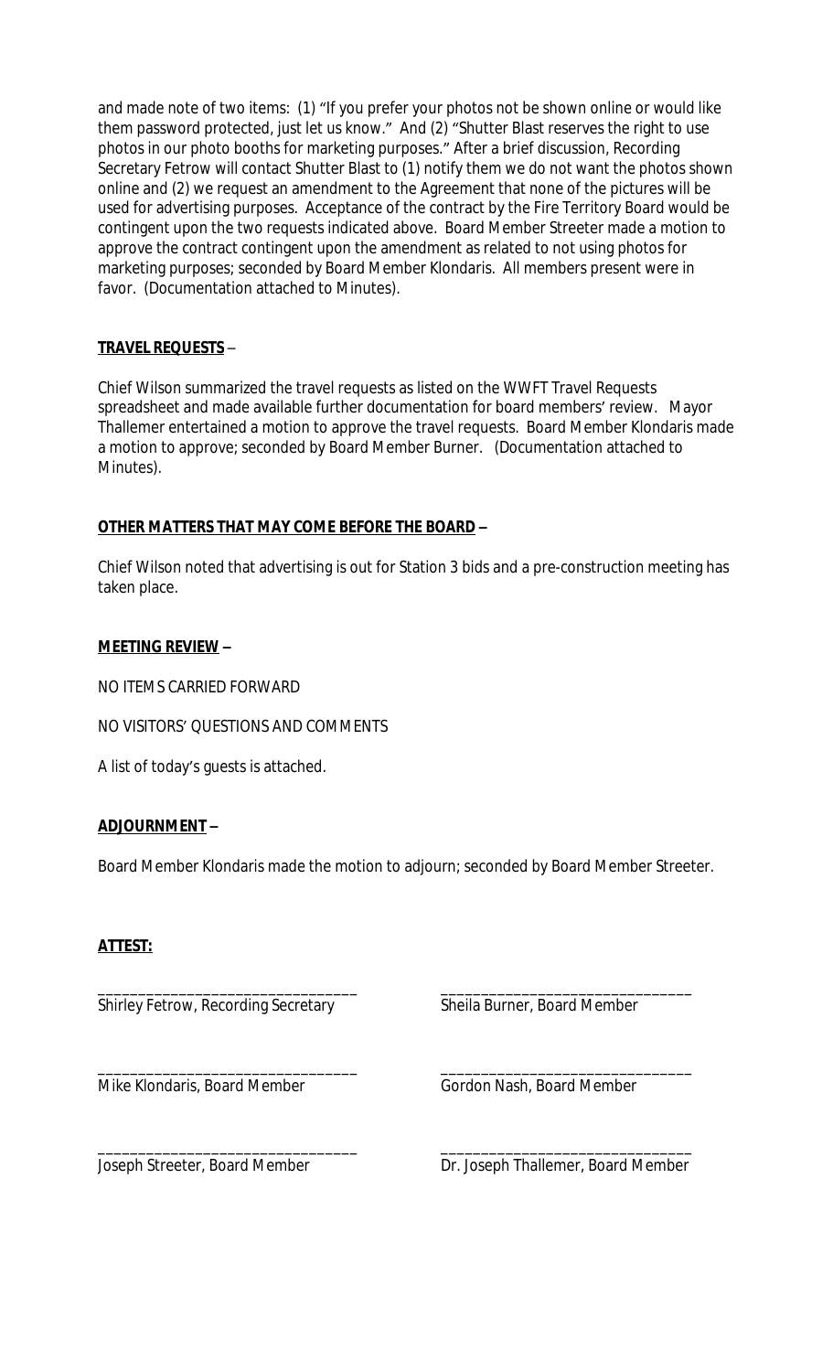and made note of two items: (1) "If you prefer your photos not be shown online or would like them password protected, just let us know." And (2) "Shutter Blast reserves the right to use photos in our photo booths for marketing purposes." After a brief discussion, Recording Secretary Fetrow will contact Shutter Blast to (1) notify them we do not want the photos shown online and (2) we request an amendment to the Agreement that none of the pictures will be used for advertising purposes. Acceptance of the contract by the Fire Territory Board would be contingent upon the two requests indicated above. Board Member Streeter made a motion to approve the contract contingent upon the amendment as related to not using photos for marketing purposes; seconded by Board Member Klondaris. All members present were in favor. (Documentation attached to Minutes).

**TRAVEL REQUESTS** –

Chief Wilson summarized the travel requests as listed on the WWFT Travel Requests spreadsheet and made available further documentation for board members' review. Mayor Thallemer entertained a motion to approve the travel requests. Board Member Klondaris made a motion to approve; seconded by Board Member Burner. (Documentation attached to Minutes).

**OTHER MATTERS THAT MAY COME BEFORE THE BOARD –**

Chief Wilson noted that advertising is out for Station 3 bids and a pre-construction meeting has taken place.

**MEETING REVIEW –**

NO ITEMS CARRIED FORWARD

NO VISITORS' QUESTIONS AND COMMENTS

A list of today's guests is attached.

**ADJOURNMENT –**

Board Member Klondaris made the motion to adjourn; seconded by Board Member Streeter.

**ATTEST:**

| | |
|---|---|
| ______________________________ Shirley Fetrow, Recording Secretary | ______________________________ Sheila Burner, Board Member |
| ______________________________ Mike Klondaris, Board Member | ______________________________ Gordon Nash, Board Member |
| ______________________________ Joseph Streeter, Board Member | ______________________________ Dr. Joseph Thallemer, Board Member |